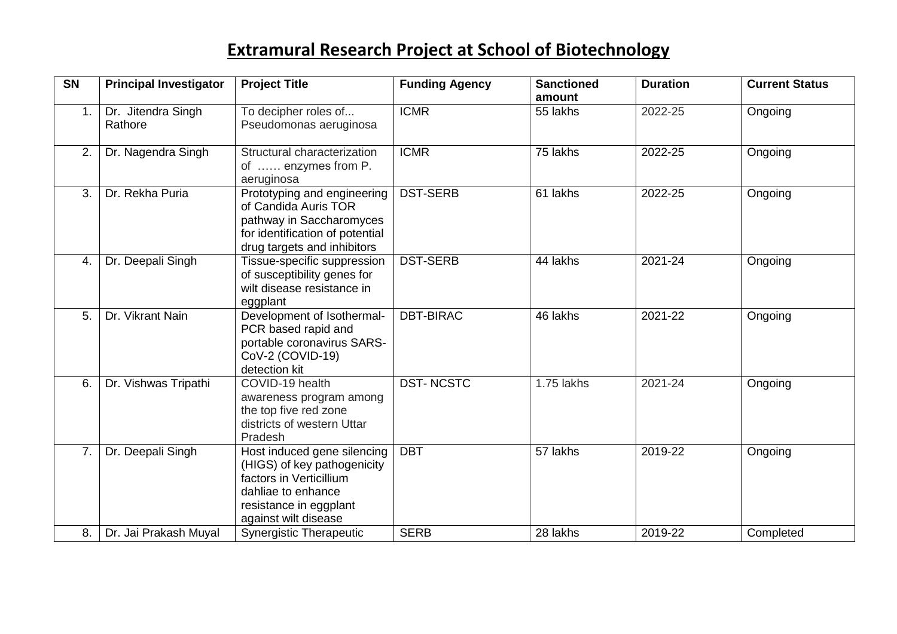# Extramural Research Project at School of Biotechnology

| SN | Principal Investigator | Project Title | Funding Agency | Sanctioned amount | Duration | Current Status |
|---|---|---|---|---|---|---|
| 1. | Dr. Jitendra Singh Rathore | To decipher roles of... Pseudomonas aeruginosa | ICMR | 55 lakhs | 2022-25 | Ongoing |
| 2. | Dr. Nagendra Singh | Structural characterization of …… enzymes from P. aeruginosa | ICMR | 75 lakhs | 2022-25 | Ongoing |
| 3. | Dr. Rekha Puria | Prototyping and engineering of Candida Auris TOR pathway in Saccharomyces for identification of potential drug targets and inhibitors | DST-SERB | 61 lakhs | 2022-25 | Ongoing |
| 4. | Dr. Deepali Singh | Tissue-specific suppression of susceptibility genes for wilt disease resistance in eggplant | DST-SERB | 44 lakhs | 2021-24 | Ongoing |
| 5. | Dr. Vikrant Nain | Development of Isothermal-PCR based rapid and portable coronavirus SARS-CoV-2 (COVID-19) detection kit | DBT-BIRAC | 46 lakhs | 2021-22 | Ongoing |
| 6. | Dr. Vishwas Tripathi | COVID-19 health awareness program among the top five red zone districts of western Uttar Pradesh | DST- NCSTC | 1.75 lakhs | 2021-24 | Ongoing |
| 7. | Dr. Deepali Singh | Host induced gene silencing (HIGS) of key pathogenicity factors in Verticillium dahliae to enhance resistance in eggplant against wilt disease | DBT | 57 lakhs | 2019-22 | Ongoing |
| 8. | Dr. Jai Prakash Muyal | Synergistic Therapeutic | SERB | 28 lakhs | 2019-22 | Completed |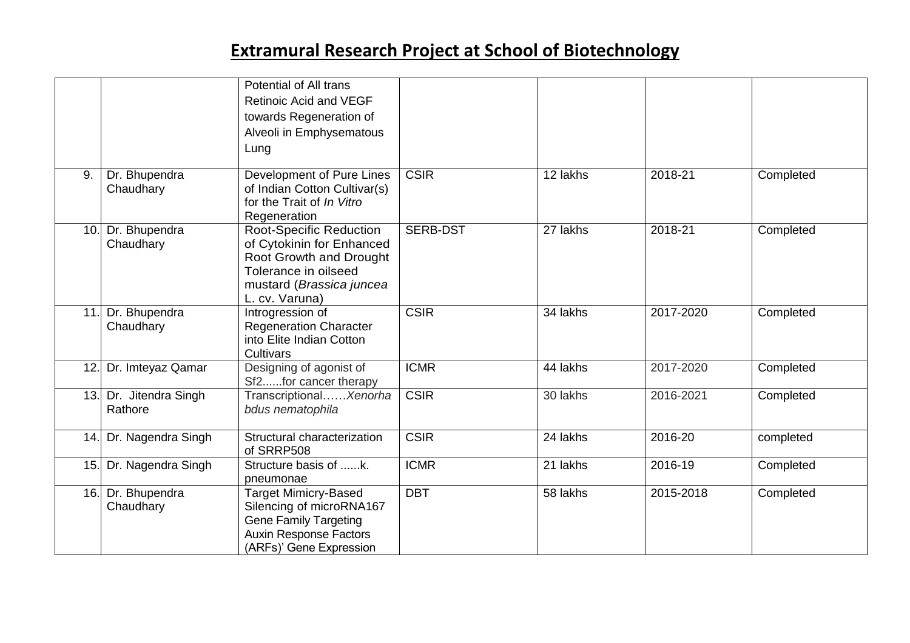# Extramural Research Project at School of Biotechnology

| | | | | | | |
|---|---|---|---|---|---|---|
| | | Potential of All trans Retinoic Acid and VEGF towards Regeneration of Alveoli in Emphysematous Lung | | | | |
| 9. | Dr. Bhupendra Chaudhary | Development of Pure Lines of Indian Cotton Cultivar(s) for the Trait of *In Vitro* Regeneration | CSIR | 12 lakhs | 2018-21 | Completed |
| 10. | Dr. Bhupendra Chaudhary | Root-Specific Reduction of Cytokinin for Enhanced Root Growth and Drought Tolerance in oilseed mustard (*Brassica juncea* L. cv. Varuna) | SERB-DST | 27 lakhs | 2018-21 | Completed |
| 11. | Dr. Bhupendra Chaudhary | Introgression of Regeneration Character into Elite Indian Cotton Cultivars | CSIR | 34 lakhs | 2017-2020 | Completed |
| 12. | Dr. Imteyaz Qamar | Designing of agonist of Sf2......for cancer therapy | ICMR | 44 lakhs | 2017-2020 | Completed |
| 13. | Dr. Jitendra Singh Rathore | Transcriptional……*Xenorha bdus nematophila* | CSIR | 30 lakhs | 2016-2021 | Completed |
| 14. | Dr. Nagendra Singh | Structural characterization of SRRP508 | CSIR | 24 lakhs | 2016-20 | completed |
| 15. | Dr. Nagendra Singh | Structure basis of ......k. pneumonae | ICMR | 21 lakhs | 2016-19 | Completed |
| 16. | Dr. Bhupendra Chaudhary | Target Mimicry-Based Silencing of microRNA167 Gene Family Targeting Auxin Response Factors (ARFs)' Gene Expression | DBT | 58 lakhs | 2015-2018 | Completed |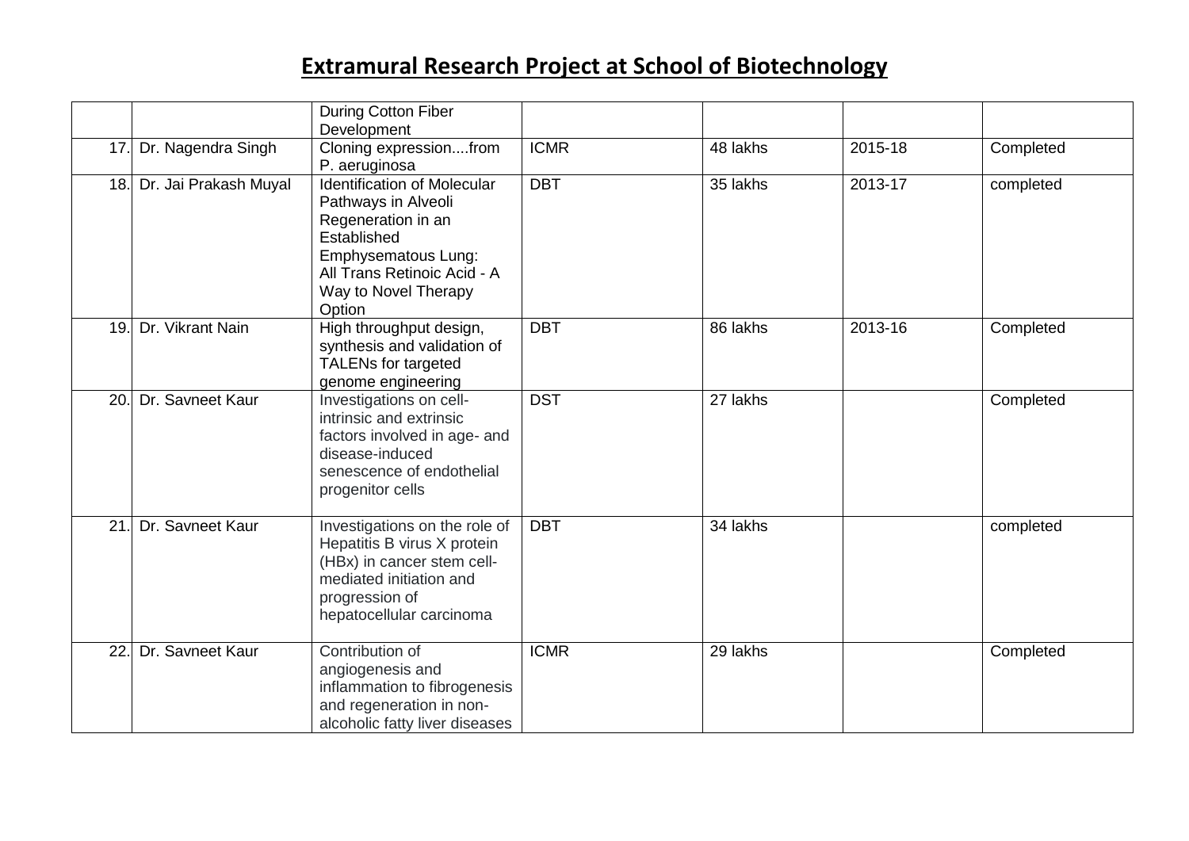## Extramural Research Project at School of Biotechnology

| | | | | | | |
|---|---|---|---|---|---|---|
| | | During Cotton Fiber Development | | | | |
| 17. | Dr. Nagendra Singh | Cloning expression....from P. aeruginosa | ICMR | 48 lakhs | 2015-18 | Completed |
| 18. | Dr. Jai Prakash Muyal | Identification of Molecular Pathways in Alveoli Regeneration in an Established Emphysematous Lung: All Trans Retinoic Acid - A Way to Novel Therapy Option | DBT | 35 lakhs | 2013-17 | completed |
| 19. | Dr. Vikrant Nain | High throughput design, synthesis and validation of TALENs for targeted genome engineering | DBT | 86 lakhs | 2013-16 | Completed |
| 20. | Dr. Savneet Kaur | Investigations on cell-intrinsic and extrinsic factors involved in age- and disease-induced senescence of endothelial progenitor cells | DST | 27 lakhs | | Completed |
| 21. | Dr. Savneet Kaur | Investigations on the role of Hepatitis B virus X protein (HBx) in cancer stem cell-mediated initiation and progression of hepatocellular carcinoma | DBT | 34 lakhs | | completed |
| 22. | Dr. Savneet Kaur | Contribution of angiogenesis and inflammation to fibrogenesis and regeneration in non-alcoholic fatty liver diseases | ICMR | 29 lakhs | | Completed |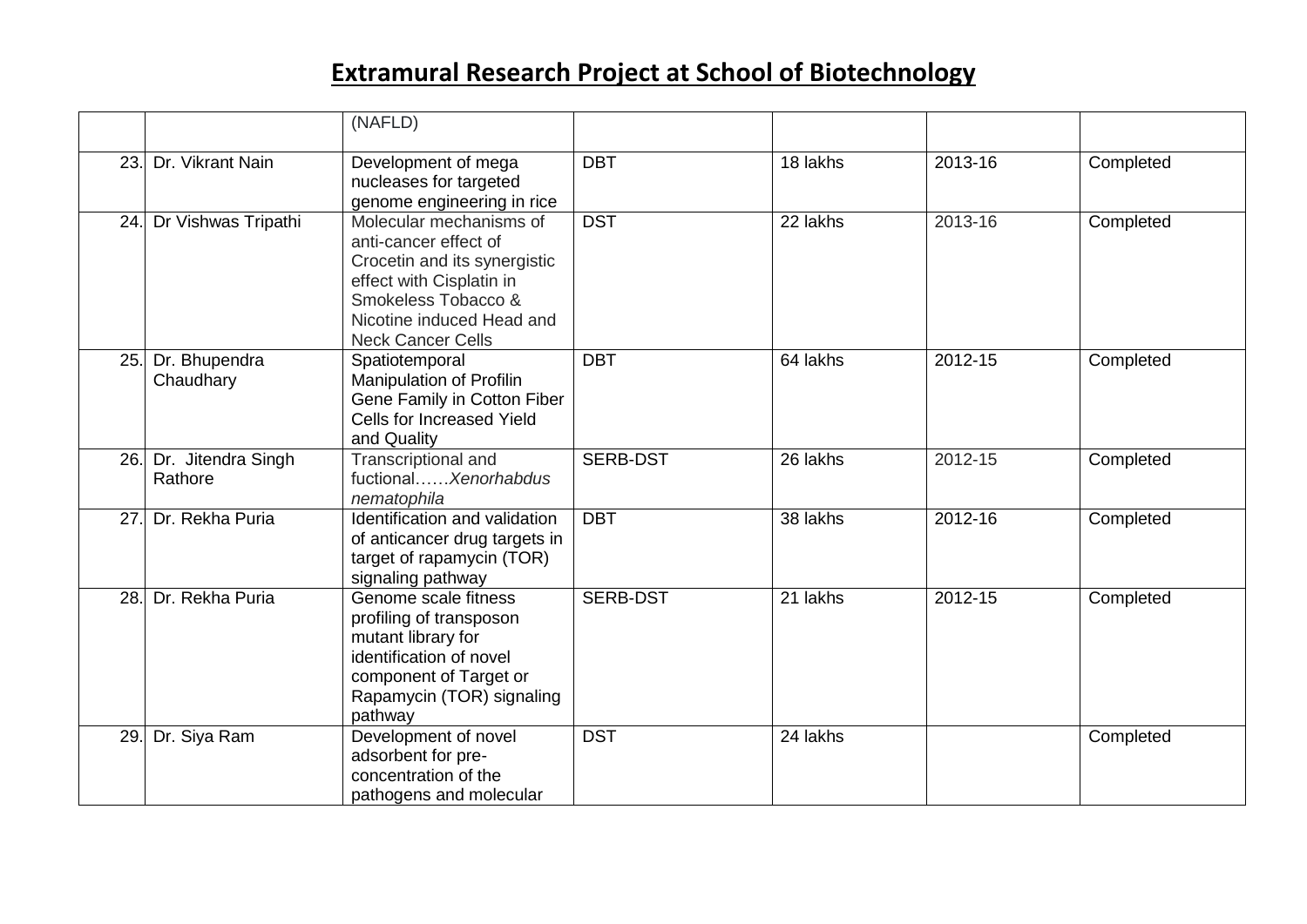# Extramural Research Project at School of Biotechnology

| | | | | | | |
|---|---|---|---|---|---|---|
| | | (NAFLD) | | | | |
| 23. | Dr. Vikrant Nain | Development of mega nucleases for targeted genome engineering in rice | DBT | 18 lakhs | 2013-16 | Completed |
| 24. | Dr Vishwas Tripathi | Molecular mechanisms of anti-cancer effect of Crocetin and its synergistic effect with Cisplatin in Smokeless Tobacco & Nicotine induced Head and Neck Cancer Cells | DST | 22 lakhs | 2013-16 | Completed |
| 25. | Dr. Bhupendra Chaudhary | Spatiotemporal Manipulation of Profilin Gene Family in Cotton Fiber Cells for Increased Yield and Quality | DBT | 64 lakhs | 2012-15 | Completed |
| 26. | Dr. Jitendra Singh Rathore | Transcriptional and fuctional……*Xenorhabdus nematophila* | SERB-DST | 26 lakhs | 2012-15 | Completed |
| 27. | Dr. Rekha Puria | Identification and validation of anticancer drug targets in target of rapamycin (TOR) signaling pathway | DBT | 38 lakhs | 2012-16 | Completed |
| 28. | Dr. Rekha Puria | Genome scale fitness profiling of transposon mutant library for identification of novel component of Target or Rapamycin (TOR) signaling pathway | SERB-DST | 21 lakhs | 2012-15 | Completed |
| 29. | Dr. Siya Ram | Development of novel adsorbent for pre-concentration of the pathogens and molecular | DST | 24 lakhs | | Completed |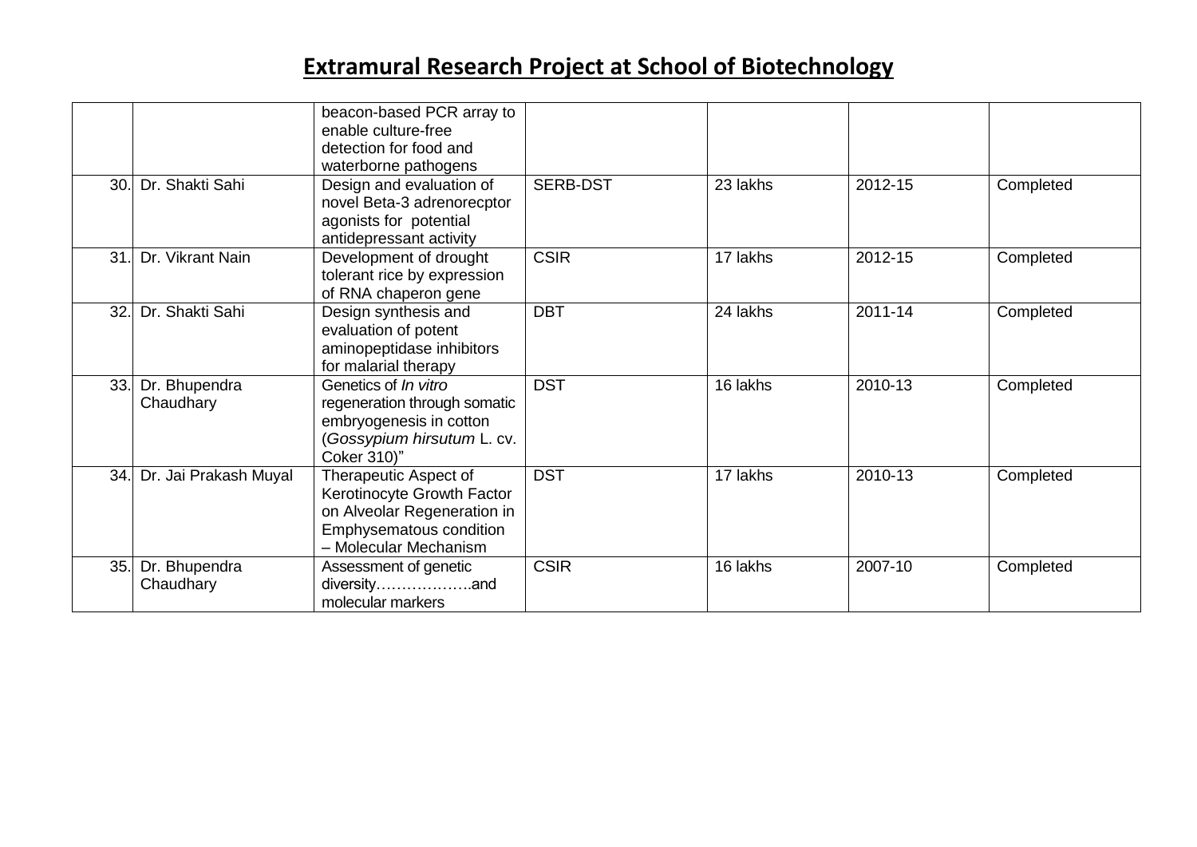## Extramural Research Project at School of Biotechnology

| | | | | | | |
|---|---|---|---|---|---|---|
| | | beacon-based PCR array to enable culture-free detection for food and waterborne pathogens | | | | |
| 30. | Dr. Shakti Sahi | Design and evaluation of novel Beta-3 adrenorecptor agonists for potential antidepressant activity | SERB-DST | 23 lakhs | 2012-15 | Completed |
| 31. | Dr. Vikrant Nain | Development of drought tolerant rice by expression of RNA chaperon gene | CSIR | 17 lakhs | 2012-15 | Completed |
| 32. | Dr. Shakti Sahi | Design synthesis and evaluation of potent aminopeptidase inhibitors for malarial therapy | DBT | 24 lakhs | 2011-14 | Completed |
| 33. | Dr. Bhupendra Chaudhary | Genetics of *In vitro* regeneration through somatic embryogenesis in cotton (*Gossypium hirsutum* L. cv. Coker 310)" | DST | 16 lakhs | 2010-13 | Completed |
| 34. | Dr. Jai Prakash Muyal | Therapeutic Aspect of Kerotinocyte Growth Factor on Alveolar Regeneration in Emphysematous condition – Molecular Mechanism | DST | 17 lakhs | 2010-13 | Completed |
| 35. | Dr. Bhupendra Chaudhary | Assessment of genetic diversity……………….and molecular markers | CSIR | 16 lakhs | 2007-10 | Completed |